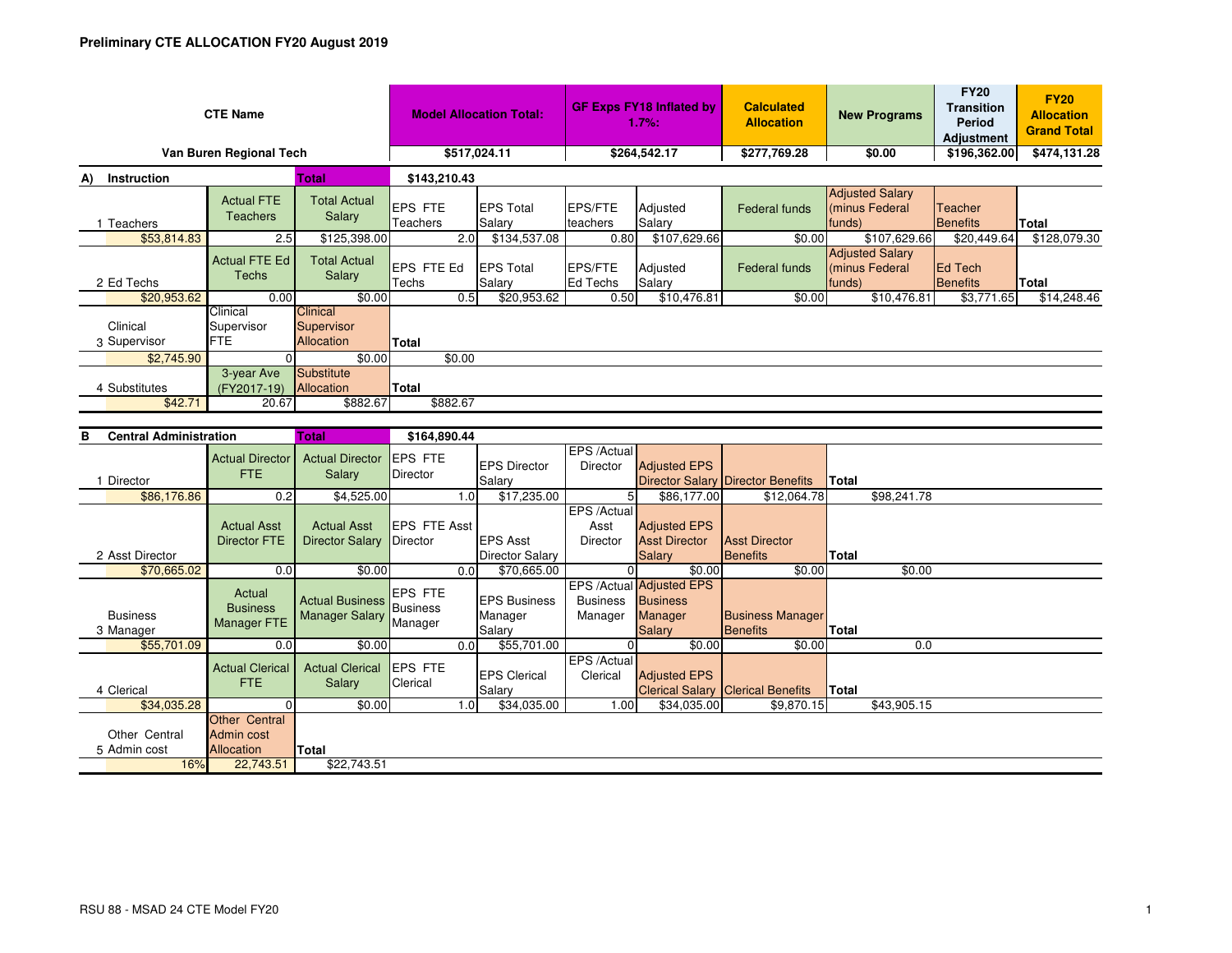**Preliminary CTE ALLOCATION FY20 August 2019**

| CTE Name | Model Allocation Total: | GF Exps FY18 Inflated by 1.7%: | Calculated Allocation | New Programs | FY20 Transition Period Adjustment | FY20 Allocation Grand Total |
|---|---|---|---|---|---|---|
| Van Buren Regional Tech | $517,024.11 | $264,542.17 | $277,769.28 | $0.00 | $196,362.00 | $474,131.28 |

**A) Instruction** — Total: $143,210.43

| 1 Teachers | Actual FTE Teachers | Total Actual Salary | EPS FTE Teachers | EPS Total Salary | EPS/FTE teachers | Adjusted Salary | Federal funds | Adjusted Salary (minus Federal funds) | Teacher Benefits | Total |
|---|---|---|---|---|---|---|---|---|---|---|
| $53,814.83 | 2.5 | $125,398.00 | 2.0 | $134,537.08 | 0.80 | $107,629.66 | $0.00 | $107,629.66 | $20,449.64 | $128,079.30 |

| 2 Ed Techs | Actual FTE Ed Techs | Total Actual Salary | EPS FTE Ed Techs | EPS Total Salary | EPS/FTE Ed Techs | Adjusted Salary | Federal funds | Adjusted Salary (minus Federal funds) | Ed Tech Benefits | Total |
|---|---|---|---|---|---|---|---|---|---|---|
| $20,953.62 | 0.00 | $0.00 | 0.5 | $20,953.62 | 0.50 | $10,476.81 | $0.00 | $10,476.81 | $3,771.65 | $14,248.46 |

| 3 Clinical Supervisor | Clinical Supervisor FTE | Clinical Supervisor Allocation | Total |
|---|---|---|---|
| $2,745.90 | 0 | $0.00 | $0.00 |

| 4 Substitutes | 3-year Ave (FY2017-19) | Substitute Allocation | Total |
|---|---|---|---|
| $42.71 | 20.67 | $882.67 | $882.67 |

**B Central Administration** — Total: $164,890.44

| 1 Director | Actual Director FTE | Actual Director Salary | EPS FTE Director | EPS Director Salary | EPS /Actual Director | Adjusted EPS Director Salary | Director Benefits | Total |
|---|---|---|---|---|---|---|---|---|
| $86,176.86 | 0.2 | $4,525.00 | 1.0 | $17,235.00 | 5 | $86,177.00 | $12,064.78 | $98,241.78 |

| 2 Asst Director | Actual Asst Director FTE | Actual Asst Director Salary | EPS FTE Asst Director | EPS Asst Director Salary | EPS /Actual Asst Director | Adjusted EPS Asst Director Salary | Asst Director Benefits | Total |
|---|---|---|---|---|---|---|---|---|
| $70,665.02 | 0.0 | $0.00 | 0.0 | $70,665.00 | 0 | $0.00 | $0.00 | $0.00 |

| 3 Business Manager | Actual Business Manager FTE | Actual Business Manager Salary | EPS FTE Business Manager | EPS Business Manager Salary | EPS /Actual Business Manager | Adjusted EPS Business Manager Salary | Business Manager Benefits | Total |
|---|---|---|---|---|---|---|---|---|
| $55,701.09 | 0.0 | $0.00 | 0.0 | $55,701.00 | 0 | $0.00 | $0.00 | 0.0 |

| 4 Clerical | Actual Clerical FTE | Actual Clerical Salary | EPS FTE Clerical | EPS Clerical Salary | EPS /Actual Clerical | Adjusted EPS Clerical Salary | Clerical Benefits | Total |
|---|---|---|---|---|---|---|---|---|
| $34,035.28 | 0 | $0.00 | 1.0 | $34,035.00 | 1.00 | $34,035.00 | $9,870.15 | $43,905.15 |

| 5 Other Central Admin cost | Other Central Admin cost Allocation | Total |
|---|---|---|
| 16% | 22,743.51 | $22,743.51 |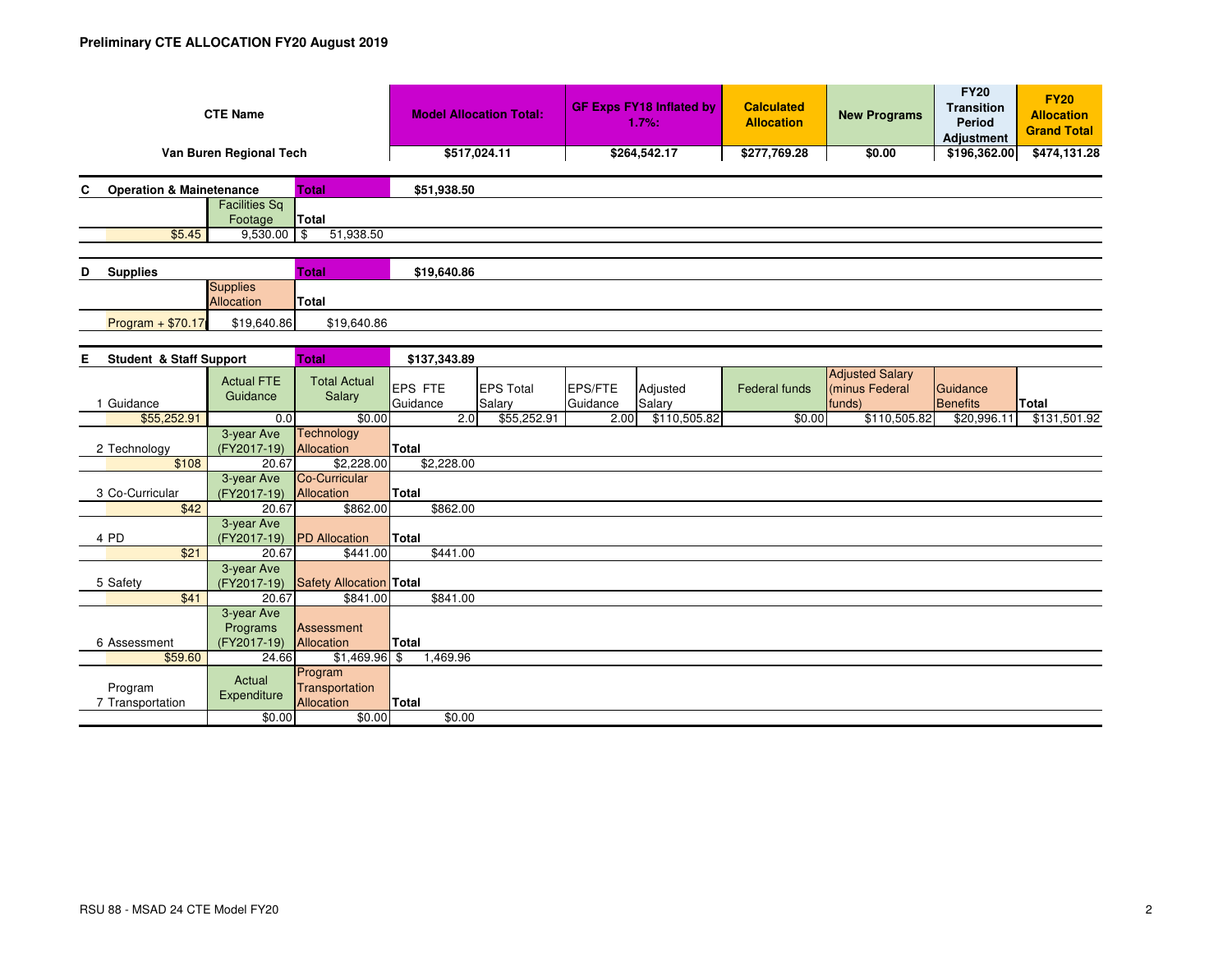**Preliminary CTE ALLOCATION FY20 August 2019**

| CTE Name | Model Allocation Total: | GF Exps FY18 Inflated by 1.7%: | Calculated Allocation | New Programs | FY20 Transition Period Adjustment | FY20 Allocation Grand Total |
|---|---|---|---|---|---|---|
| Van Buren Regional Tech | $517,024.11 | $264,542.17 | $277,769.28 | $0.00 | $196,362.00 | $474,131.28 |

| C | Operation & Mainetenance | | Total | $51,938.50 |
|---|---|---|---|---|
| | | Facilities Sq Footage | Total | |
| | $5.45 | 9,530.00 | $ 51,938.50 | |

| D | Supplies | | Total | $19,640.86 |
|---|---|---|---|---|
| | | Supplies Allocation | Total | |
| | Program + $70.17 | $19,640.86 | $19,640.86 | |

| E | Student & Staff Support | | Total | $137,343.89 | | | | | | | |
|---|---|---|---|---|---|---|---|---|---|---|---|
| | 1 Guidance | Actual FTE Guidance | Total Actual Salary | EPS FTE Guidance | EPS Total Salary | EPS/FTE Guidance | Adjusted Salary | Federal funds | Adjusted Salary (minus Federal funds) | Guidance Benefits | Total |
| | $55,252.91 | 0.0 | $0.00 | 2.0 | $55,252.91 | 2.00 | $110,505.82 | $0.00 | $110,505.82 | $20,996.11 | $131,501.92 |
| | 2 Technology | 3-year Ave (FY2017-19) | Technology Allocation | Total | | | | | | | |
| | $108 | 20.67 | $2,228.00 | $2,228.00 | | | | | | | |
| | 3 Co-Curricular | 3-year Ave (FY2017-19) | Co-Curricular Allocation | Total | | | | | | | |
| | $42 | 20.67 | $862.00 | $862.00 | | | | | | | |
| | 4 PD | 3-year Ave (FY2017-19) | PD Allocation | Total | | | | | | | |
| | $21 | 20.67 | $441.00 | $441.00 | | | | | | | |
| | 5 Safety | 3-year Ave (FY2017-19) | Safety Allocation | Total | | | | | | | |
| | $41 | 20.67 | $841.00 | $841.00 | | | | | | | |
| | 6 Assessment | 3-year Ave Programs (FY2017-19) | Assessment Allocation | Total | | | | | | | |
| | $59.60 | 24.66 | $1,469.96 | $ 1,469.96 | | | | | | | |
| | 7 Program Transportation | Actual Expenditure | Program Transportation Allocation | Total | | | | | | | |
| | | $0.00 | $0.00 | $0.00 | | | | | | | |

RSU 88 - MSAD 24 CTE Model FY20